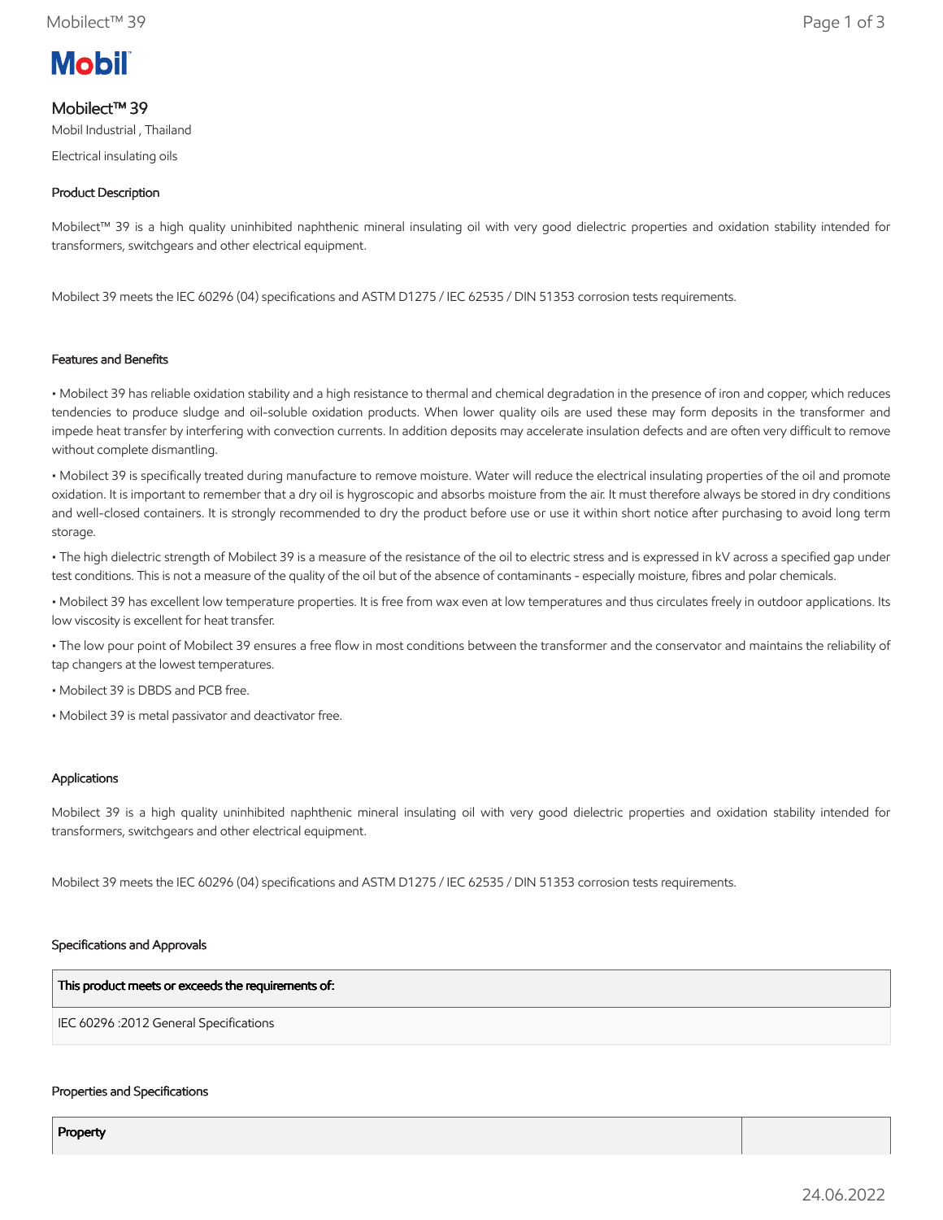Mobil

# Mobilect™ 39

Mobil Industrial , Thailand

Electrical insulating oils

## Product Description

Mobilect™ 39 is a high quality uninhibited naphthenic mineral insulating oil with very good dielectric properties and oxidation stability intended for transformers, switchgears and other electrical equipment.

Mobilect 39 meets the IEC 60296 (04) specifications and ASTM D1275 / IEC 62535 / DIN 51353 corrosion tests requirements.

## Features and Benefits

• Mobilect 39 has reliable oxidation stability and a high resistance to thermal and chemical degradation in the presence of iron and copper, which reduces tendencies to produce sludge and oil-soluble oxidation products. When lower quality oils are used these may form deposits in the transformer and impede heat transfer by interfering with convection currents. In addition deposits may accelerate insulation defects and are often very difficult to remove without complete dismantling.

• Mobilect 39 is specifically treated during manufacture to remove moisture. Water will reduce the electrical insulating properties of the oil and promote oxidation. It is important to remember that a dry oil is hygroscopic and absorbs moisture from the air. It must therefore always be stored in dry conditions and well-closed containers. It is strongly recommended to dry the product before use or use it within short notice after purchasing to avoid long term storage.

• The high dielectric strength of Mobilect 39 is a measure of the resistance of the oil to electric stress and is expressed in kV across a specified gap under test conditions. This is not a measure of the quality of the oil but of the absence of contaminants - especially moisture, fibres and polar chemicals.

• Mobilect 39 has excellent low temperature properties. It is free from wax even at low temperatures and thus circulates freely in outdoor applications. Its low viscosity is excellent for heat transfer.

• The low pour point of Mobilect 39 ensures a free flow in most conditions between the transformer and the conservator and maintains the reliability of tap changers at the lowest temperatures.

• Mobilect 39 is DBDS and PCB free.

• Mobilect 39 is metal passivator and deactivator free.

## Applications

Mobilect 39 is a high quality uninhibited naphthenic mineral insulating oil with very good dielectric properties and oxidation stability intended for transformers, switchgears and other electrical equipment.

Mobilect 39 meets the IEC 60296 (04) specifications and ASTM D1275 / IEC 62535 / DIN 51353 corrosion tests requirements.

## Specifications and Approvals

| This product meets or exceeds the requirements of: |
| --- |
| IEC 60296 :2012 General Specifications |

## Properties and Specifications

| Property | |
| --- | --- |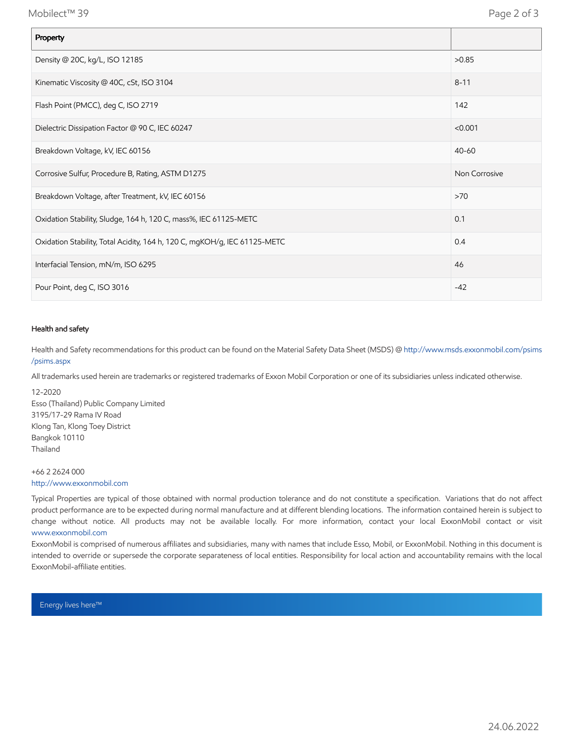| Property | |
|---|---|
| Density @ 20C, kg/L, ISO 12185 | >0.85 |
| Kinematic Viscosity @ 40C, cSt, ISO 3104 | 8-11 |
| Flash Point (PMCC), deg C, ISO 2719 | 142 |
| Dielectric Dissipation Factor @ 90 C, IEC 60247 | <0.001 |
| Breakdown Voltage, kV, IEC 60156 | 40-60 |
| Corrosive Sulfur, Procedure B, Rating, ASTM D1275 | Non Corrosive |
| Breakdown Voltage, after Treatment, kV, IEC 60156 | >70 |
| Oxidation Stability, Sludge, 164 h, 120 C, mass%, IEC 61125-METC | 0.1 |
| Oxidation Stability, Total Acidity, 164 h, 120 C, mgKOH/g, IEC 61125-METC | 0.4 |
| Interfacial Tension, mN/m, ISO 6295 | 46 |
| Pour Point, deg C, ISO 3016 | -42 |

#### Health and safety

Health and Safety recommendations for this product can be found on the Material Safety Data Sheet (MSDS) @ http://www.msds.exxonmobil.com/psims/psims.aspx

All trademarks used herein are trademarks or registered trademarks of Exxon Mobil Corporation or one of its subsidiaries unless indicated otherwise.

12-2020
Esso (Thailand) Public Company Limited
3195/17-29 Rama IV Road
Klong Tan, Klong Toey District
Bangkok 10110
Thailand

+66 2 2624 000
http://www.exxonmobil.com

Typical Properties are typical of those obtained with normal production tolerance and do not constitute a specification. Variations that do not affect product performance are to be expected during normal manufacture and at different blending locations. The information contained herein is subject to change without notice. All products may not be available locally. For more information, contact your local ExxonMobil contact or visit www.exxonmobil.com

ExxonMobil is comprised of numerous affiliates and subsidiaries, many with names that include Esso, Mobil, or ExxonMobil. Nothing in this document is intended to override or supersede the corporate separateness of local entities. Responsibility for local action and accountability remains with the local ExxonMobil-affiliate entities.

Energy lives here™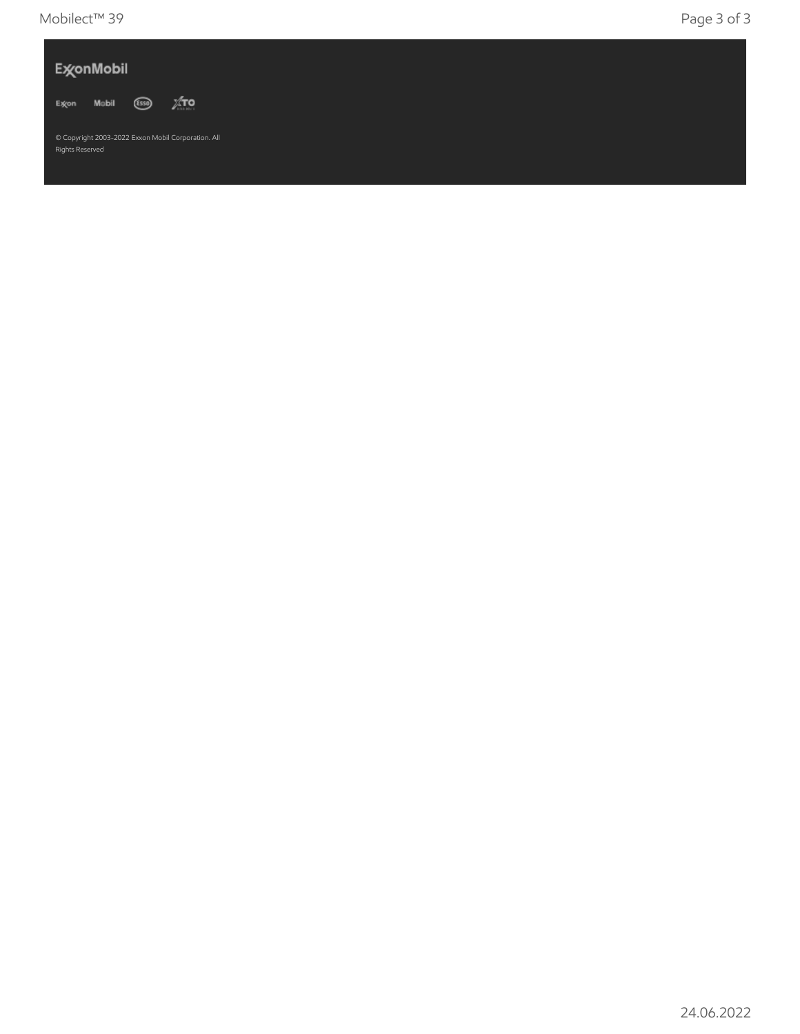ExxonMobil

Exxon Mobil Esso XTO

© Copyright 2003-2022 Exxon Mobil Corporation. All Rights Reserved